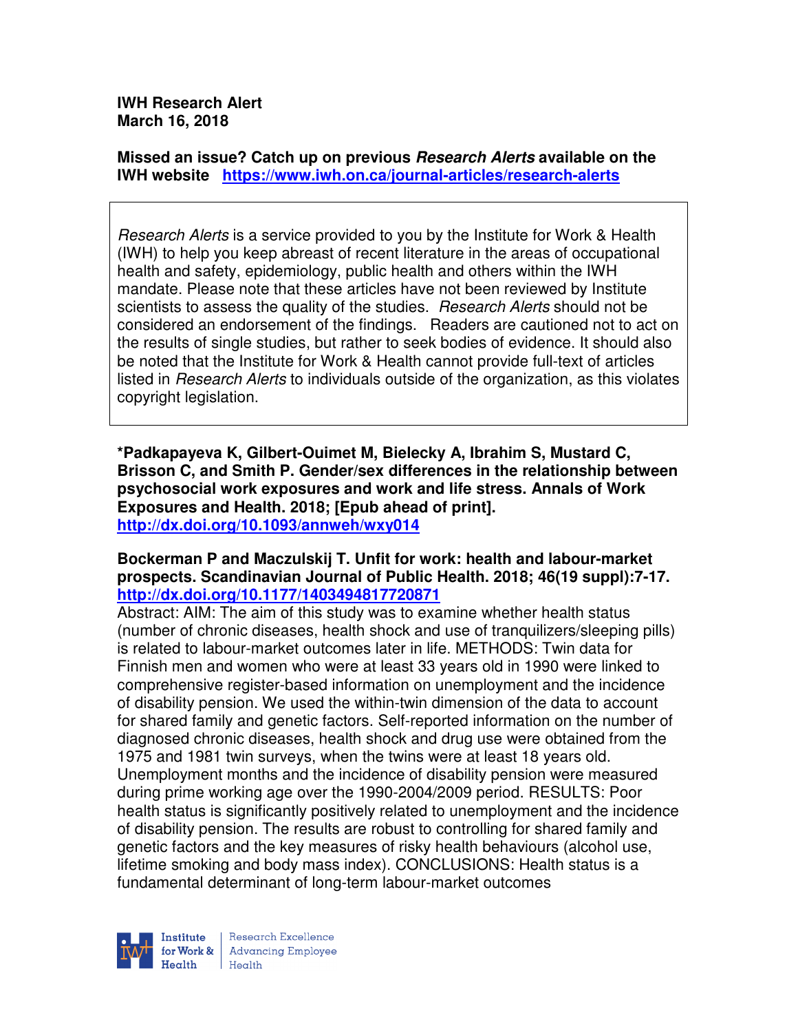**IWH Research Alert**
**March 16, 2018**

**Missed an issue? Catch up on previous *Research Alerts* available on the IWH website** **https://www.iwh.on.ca/journal-articles/research-alerts**

*Research Alerts* is a service provided to you by the Institute for Work & Health (IWH) to help you keep abreast of recent literature in the areas of occupational health and safety, epidemiology, public health and others within the IWH mandate. Please note that these articles have not been reviewed by Institute scientists to assess the quality of the studies. *Research Alerts* should not be considered an endorsement of the findings. Readers are cautioned not to act on the results of single studies, but rather to seek bodies of evidence. It should also be noted that the Institute for Work & Health cannot provide full-text of articles listed in *Research Alerts* to individuals outside of the organization, as this violates copyright legislation.

**\*Padkapayeva K, Gilbert-Ouimet M, Bielecky A, Ibrahim S, Mustard C, Brisson C, and Smith P. Gender/sex differences in the relationship between psychosocial work exposures and work and life stress. Annals of Work Exposures and Health. 2018; [Epub ahead of print].**
**http://dx.doi.org/10.1093/annweh/wxy014**

**Bockerman P and Maczulskij T. Unfit for work: health and labour-market prospects. Scandinavian Journal of Public Health. 2018; 46(19 suppl):7-17.**
**http://dx.doi.org/10.1177/1403494817720871**
Abstract: AIM: The aim of this study was to examine whether health status (number of chronic diseases, health shock and use of tranquilizers/sleeping pills) is related to labour-market outcomes later in life. METHODS: Twin data for Finnish men and women who were at least 33 years old in 1990 were linked to comprehensive register-based information on unemployment and the incidence of disability pension. We used the within-twin dimension of the data to account for shared family and genetic factors. Self-reported information on the number of diagnosed chronic diseases, health shock and drug use were obtained from the 1975 and 1981 twin surveys, when the twins were at least 18 years old. Unemployment months and the incidence of disability pension were measured during prime working age over the 1990-2004/2009 period. RESULTS: Poor health status is significantly positively related to unemployment and the incidence of disability pension. The results are robust to controlling for shared family and genetic factors and the key measures of risky health behaviours (alcohol use, lifetime smoking and body mass index). CONCLUSIONS: Health status is a fundamental determinant of long-term labour-market outcomes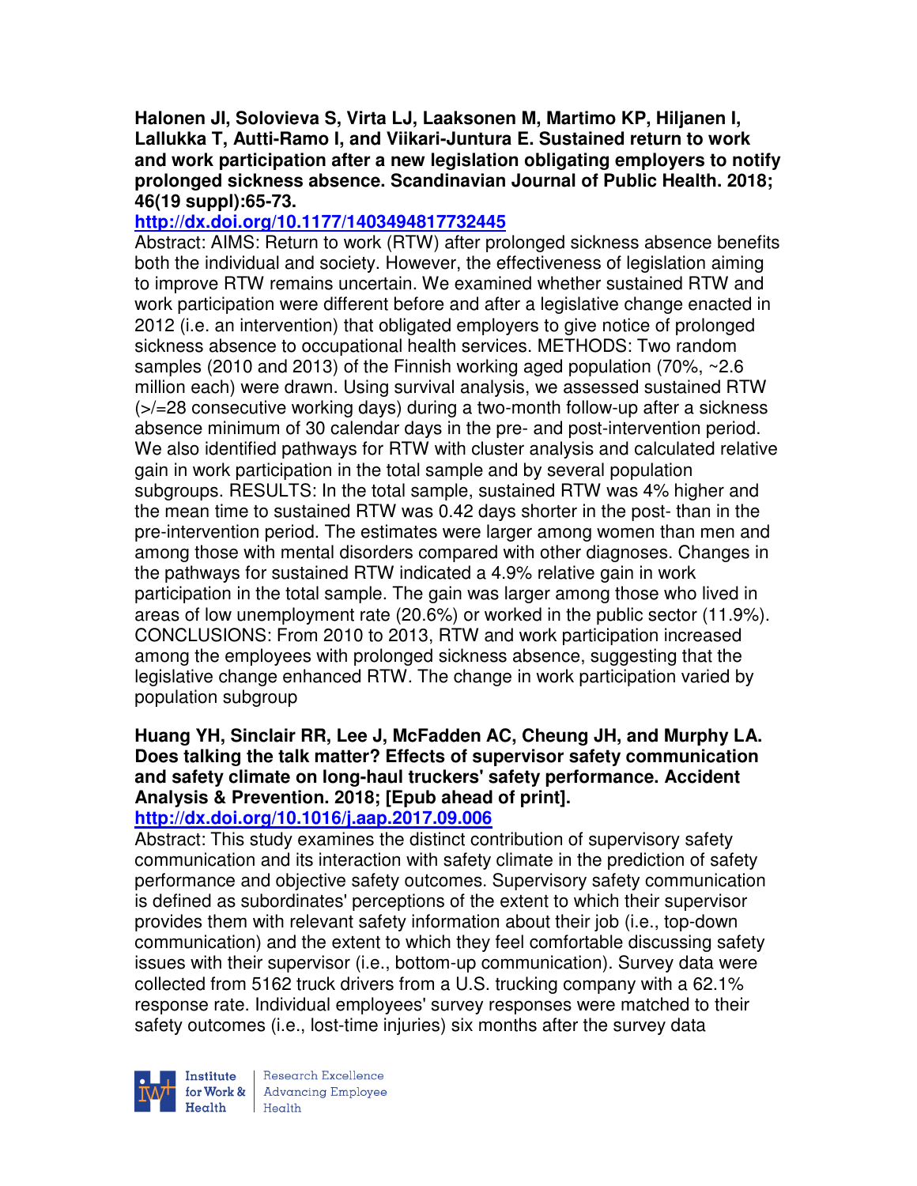**Halonen JI, Solovieva S, Virta LJ, Laaksonen M, Martimo KP, Hiljanen I, Lallukka T, Autti-Ramo I, and Viikari-Juntura E. Sustained return to work and work participation after a new legislation obligating employers to notify prolonged sickness absence. Scandinavian Journal of Public Health. 2018; 46(19 suppl):65-73.**

**http://dx.doi.org/10.1177/1403494817732445**

Abstract: AIMS: Return to work (RTW) after prolonged sickness absence benefits both the individual and society. However, the effectiveness of legislation aiming to improve RTW remains uncertain. We examined whether sustained RTW and work participation were different before and after a legislative change enacted in 2012 (i.e. an intervention) that obligated employers to give notice of prolonged sickness absence to occupational health services. METHODS: Two random samples (2010 and 2013) of the Finnish working aged population (70%, ~2.6 million each) were drawn. Using survival analysis, we assessed sustained RTW (>/=28 consecutive working days) during a two-month follow-up after a sickness absence minimum of 30 calendar days in the pre- and post-intervention period. We also identified pathways for RTW with cluster analysis and calculated relative gain in work participation in the total sample and by several population subgroups. RESULTS: In the total sample, sustained RTW was 4% higher and the mean time to sustained RTW was 0.42 days shorter in the post- than in the pre-intervention period. The estimates were larger among women than men and among those with mental disorders compared with other diagnoses. Changes in the pathways for sustained RTW indicated a 4.9% relative gain in work participation in the total sample. The gain was larger among those who lived in areas of low unemployment rate (20.6%) or worked in the public sector (11.9%). CONCLUSIONS: From 2010 to 2013, RTW and work participation increased among the employees with prolonged sickness absence, suggesting that the legislative change enhanced RTW. The change in work participation varied by population subgroup

**Huang YH, Sinclair RR, Lee J, McFadden AC, Cheung JH, and Murphy LA. Does talking the talk matter? Effects of supervisor safety communication and safety climate on long-haul truckers' safety performance. Accident Analysis & Prevention. 2018; [Epub ahead of print].**

**http://dx.doi.org/10.1016/j.aap.2017.09.006**

Abstract: This study examines the distinct contribution of supervisory safety communication and its interaction with safety climate in the prediction of safety performance and objective safety outcomes. Supervisory safety communication is defined as subordinates' perceptions of the extent to which their supervisor provides them with relevant safety information about their job (i.e., top-down communication) and the extent to which they feel comfortable discussing safety issues with their supervisor (i.e., bottom-up communication). Survey data were collected from 5162 truck drivers from a U.S. trucking company with a 62.1% response rate. Individual employees' survey responses were matched to their safety outcomes (i.e., lost-time injuries) six months after the survey data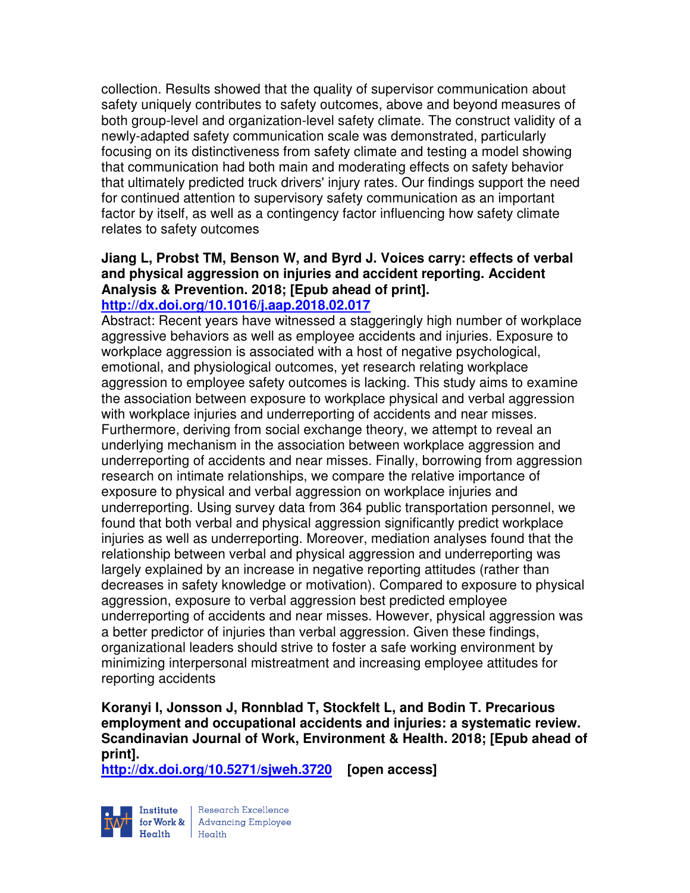collection. Results showed that the quality of supervisor communication about safety uniquely contributes to safety outcomes, above and beyond measures of both group-level and organization-level safety climate. The construct validity of a newly-adapted safety communication scale was demonstrated, particularly focusing on its distinctiveness from safety climate and testing a model showing that communication had both main and moderating effects on safety behavior that ultimately predicted truck drivers' injury rates. Our findings support the need for continued attention to supervisory safety communication as an important factor by itself, as well as a contingency factor influencing how safety climate relates to safety outcomes

**Jiang L, Probst TM, Benson W, and Byrd J. Voices carry: effects of verbal and physical aggression on injuries and accident reporting. Accident Analysis & Prevention. 2018; [Epub ahead of print].**
**http://dx.doi.org/10.1016/j.aap.2018.02.017**

Abstract: Recent years have witnessed a staggeringly high number of workplace aggressive behaviors as well as employee accidents and injuries. Exposure to workplace aggression is associated with a host of negative psychological, emotional, and physiological outcomes, yet research relating workplace aggression to employee safety outcomes is lacking. This study aims to examine the association between exposure to workplace physical and verbal aggression with workplace injuries and underreporting of accidents and near misses. Furthermore, deriving from social exchange theory, we attempt to reveal an underlying mechanism in the association between workplace aggression and underreporting of accidents and near misses. Finally, borrowing from aggression research on intimate relationships, we compare the relative importance of exposure to physical and verbal aggression on workplace injuries and underreporting. Using survey data from 364 public transportation personnel, we found that both verbal and physical aggression significantly predict workplace injuries as well as underreporting. Moreover, mediation analyses found that the relationship between verbal and physical aggression and underreporting was largely explained by an increase in negative reporting attitudes (rather than decreases in safety knowledge or motivation). Compared to exposure to physical aggression, exposure to verbal aggression best predicted employee underreporting of accidents and near misses. However, physical aggression was a better predictor of injuries than verbal aggression. Given these findings, organizational leaders should strive to foster a safe working environment by minimizing interpersonal mistreatment and increasing employee attitudes for reporting accidents

**Koranyi I, Jonsson J, Ronnblad T, Stockfelt L, and Bodin T. Precarious employment and occupational accidents and injuries: a systematic review. Scandinavian Journal of Work, Environment & Health. 2018; [Epub ahead of print].**
**http://dx.doi.org/10.5271/sjweh.3720** **[open access]**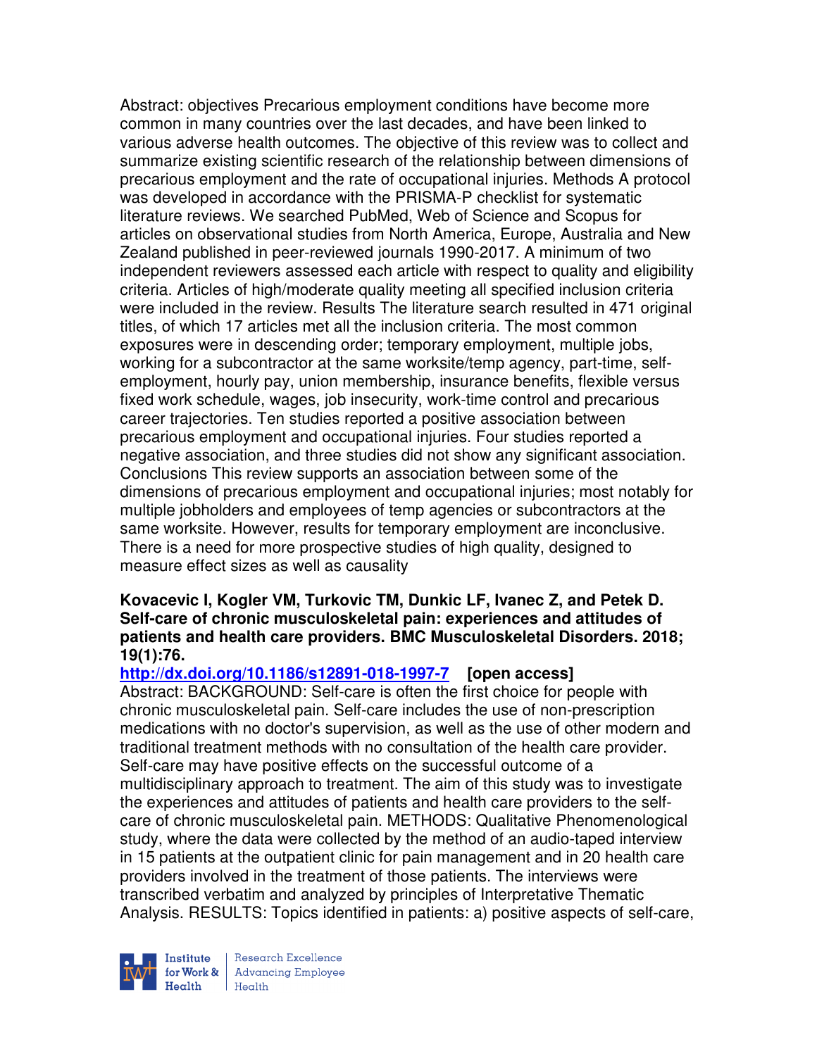Abstract: objectives Precarious employment conditions have become more common in many countries over the last decades, and have been linked to various adverse health outcomes. The objective of this review was to collect and summarize existing scientific research of the relationship between dimensions of precarious employment and the rate of occupational injuries. Methods A protocol was developed in accordance with the PRISMA-P checklist for systematic literature reviews. We searched PubMed, Web of Science and Scopus for articles on observational studies from North America, Europe, Australia and New Zealand published in peer-reviewed journals 1990-2017. A minimum of two independent reviewers assessed each article with respect to quality and eligibility criteria. Articles of high/moderate quality meeting all specified inclusion criteria were included in the review. Results The literature search resulted in 471 original titles, of which 17 articles met all the inclusion criteria. The most common exposures were in descending order; temporary employment, multiple jobs, working for a subcontractor at the same worksite/temp agency, part-time, self-employment, hourly pay, union membership, insurance benefits, flexible versus fixed work schedule, wages, job insecurity, work-time control and precarious career trajectories. Ten studies reported a positive association between precarious employment and occupational injuries. Four studies reported a negative association, and three studies did not show any significant association. Conclusions This review supports an association between some of the dimensions of precarious employment and occupational injuries; most notably for multiple jobholders and employees of temp agencies or subcontractors at the same worksite. However, results for temporary employment are inconclusive. There is a need for more prospective studies of high quality, designed to measure effect sizes as well as causality

**Kovacevic I, Kogler VM, Turkovic TM, Dunkic LF, Ivanec Z, and Petek D. Self-care of chronic musculoskeletal pain: experiences and attitudes of patients and health care providers. BMC Musculoskeletal Disorders. 2018; 19(1):76.**

**http://dx.doi.org/10.1186/s12891-018-1997-7 [open access]**

Abstract: BACKGROUND: Self-care is often the first choice for people with chronic musculoskeletal pain. Self-care includes the use of non-prescription medications with no doctor's supervision, as well as the use of other modern and traditional treatment methods with no consultation of the health care provider. Self-care may have positive effects on the successful outcome of a multidisciplinary approach to treatment. The aim of this study was to investigate the experiences and attitudes of patients and health care providers to the self-care of chronic musculoskeletal pain. METHODS: Qualitative Phenomenological study, where the data were collected by the method of an audio-taped interview in 15 patients at the outpatient clinic for pain management and in 20 health care providers involved in the treatment of those patients. The interviews were transcribed verbatim and analyzed by principles of Interpretative Thematic Analysis. RESULTS: Topics identified in patients: a) positive aspects of self-care,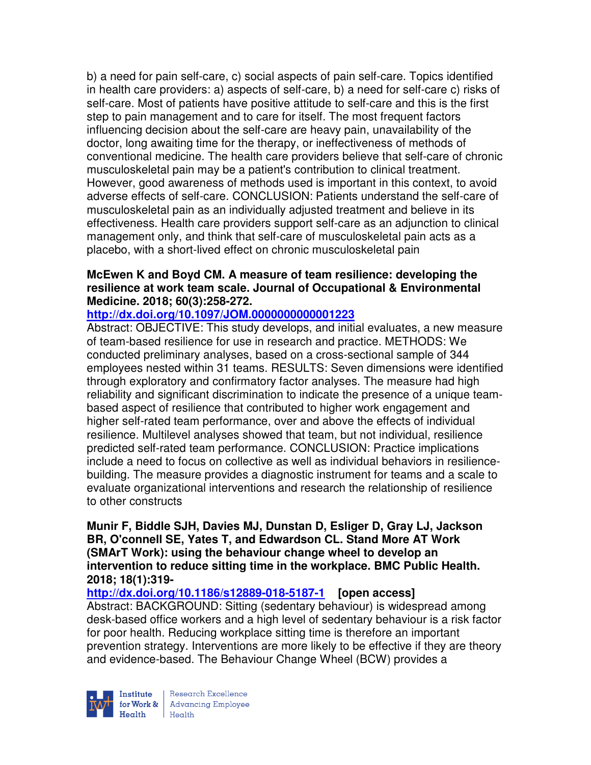b) a need for pain self-care, c) social aspects of pain self-care. Topics identified in health care providers: a) aspects of self-care, b) a need for self-care c) risks of self-care. Most of patients have positive attitude to self-care and this is the first step to pain management and to care for itself. The most frequent factors influencing decision about the self-care are heavy pain, unavailability of the doctor, long awaiting time for the therapy, or ineffectiveness of methods of conventional medicine. The health care providers believe that self-care of chronic musculoskeletal pain may be a patient's contribution to clinical treatment. However, good awareness of methods used is important in this context, to avoid adverse effects of self-care. CONCLUSION: Patients understand the self-care of musculoskeletal pain as an individually adjusted treatment and believe in its effectiveness. Health care providers support self-care as an adjunction to clinical management only, and think that self-care of musculoskeletal pain acts as a placebo, with a short-lived effect on chronic musculoskeletal pain

**McEwen K and Boyd CM. A measure of team resilience: developing the resilience at work team scale. Journal of Occupational & Environmental Medicine. 2018; 60(3):258-272.**

**http://dx.doi.org/10.1097/JOM.0000000000001223**

Abstract: OBJECTIVE: This study develops, and initial evaluates, a new measure of team-based resilience for use in research and practice. METHODS: We conducted preliminary analyses, based on a cross-sectional sample of 344 employees nested within 31 teams. RESULTS: Seven dimensions were identified through exploratory and confirmatory factor analyses. The measure had high reliability and significant discrimination to indicate the presence of a unique team-based aspect of resilience that contributed to higher work engagement and higher self-rated team performance, over and above the effects of individual resilience. Multilevel analyses showed that team, but not individual, resilience predicted self-rated team performance. CONCLUSION: Practice implications include a need to focus on collective as well as individual behaviors in resilience-building. The measure provides a diagnostic instrument for teams and a scale to evaluate organizational interventions and research the relationship of resilience to other constructs

**Munir F, Biddle SJH, Davies MJ, Dunstan D, Esliger D, Gray LJ, Jackson BR, O'connell SE, Yates T, and Edwardson CL. Stand More AT Work (SMArT Work): using the behaviour change wheel to develop an intervention to reduce sitting time in the workplace. BMC Public Health. 2018; 18(1):319-**

**http://dx.doi.org/10.1186/s12889-018-5187-1 [open access]**

Abstract: BACKGROUND: Sitting (sedentary behaviour) is widespread among desk-based office workers and a high level of sedentary behaviour is a risk factor for poor health. Reducing workplace sitting time is therefore an important prevention strategy. Interventions are more likely to be effective if they are theory and evidence-based. The Behaviour Change Wheel (BCW) provides a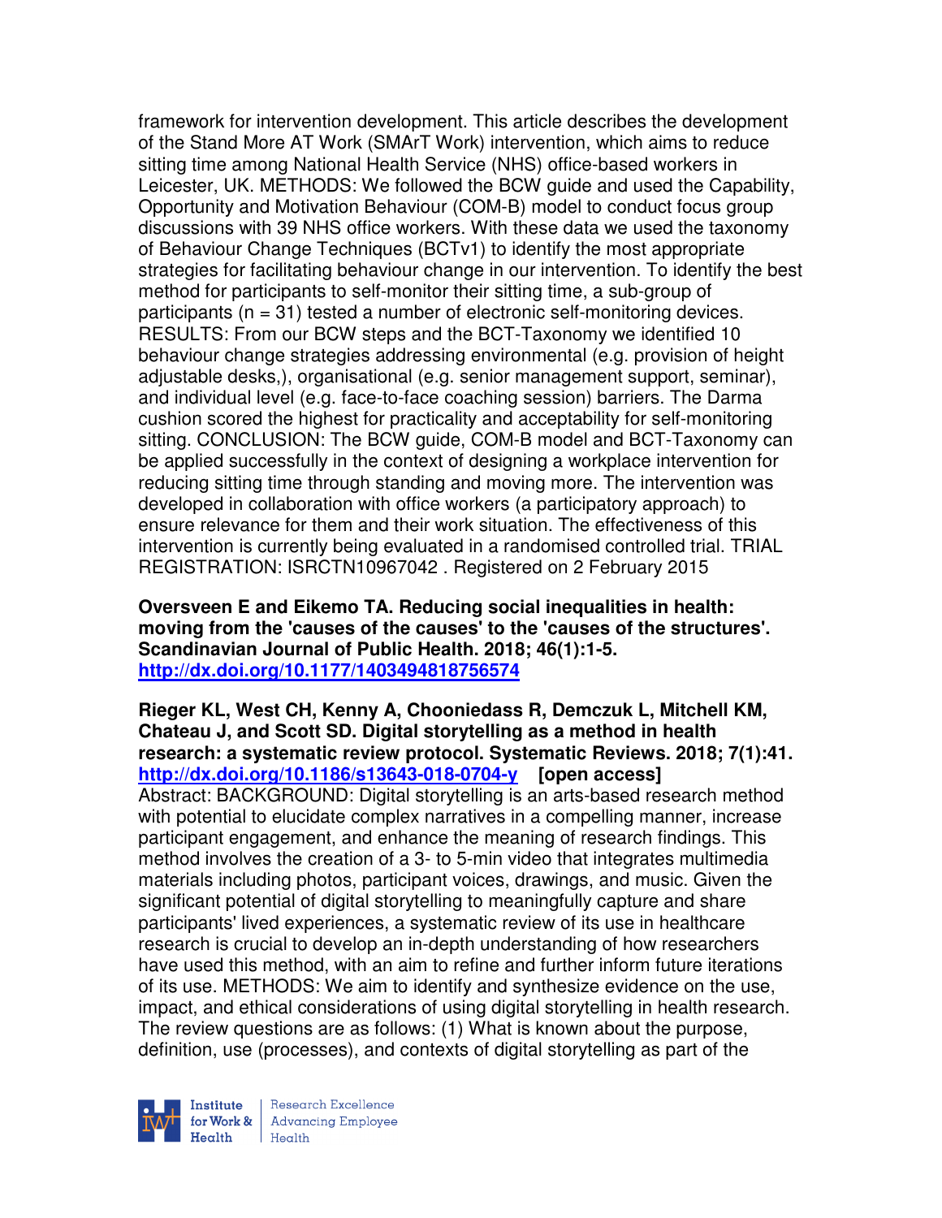framework for intervention development. This article describes the development of the Stand More AT Work (SMArT Work) intervention, which aims to reduce sitting time among National Health Service (NHS) office-based workers in Leicester, UK. METHODS: We followed the BCW guide and used the Capability, Opportunity and Motivation Behaviour (COM-B) model to conduct focus group discussions with 39 NHS office workers. With these data we used the taxonomy of Behaviour Change Techniques (BCTv1) to identify the most appropriate strategies for facilitating behaviour change in our intervention. To identify the best method for participants to self-monitor their sitting time, a sub-group of participants (n = 31) tested a number of electronic self-monitoring devices. RESULTS: From our BCW steps and the BCT-Taxonomy we identified 10 behaviour change strategies addressing environmental (e.g. provision of height adjustable desks,), organisational (e.g. senior management support, seminar), and individual level (e.g. face-to-face coaching session) barriers. The Darma cushion scored the highest for practicality and acceptability for self-monitoring sitting. CONCLUSION: The BCW guide, COM-B model and BCT-Taxonomy can be applied successfully in the context of designing a workplace intervention for reducing sitting time through standing and moving more. The intervention was developed in collaboration with office workers (a participatory approach) to ensure relevance for them and their work situation. The effectiveness of this intervention is currently being evaluated in a randomised controlled trial. TRIAL REGISTRATION: ISRCTN10967042 . Registered on 2 February 2015

**Oversveen E and Eikemo TA. Reducing social inequalities in health: moving from the 'causes of the causes' to the 'causes of the structures'. Scandinavian Journal of Public Health. 2018; 46(1):1-5.**
**http://dx.doi.org/10.1177/1403494818756574**

**Rieger KL, West CH, Kenny A, Chooniedass R, Demczuk L, Mitchell KM, Chateau J, and Scott SD. Digital storytelling as a method in health research: a systematic review protocol. Systematic Reviews. 2018; 7(1):41.**
**http://dx.doi.org/10.1186/s13643-018-0704-y [open access]**
Abstract: BACKGROUND: Digital storytelling is an arts-based research method with potential to elucidate complex narratives in a compelling manner, increase participant engagement, and enhance the meaning of research findings. This method involves the creation of a 3- to 5-min video that integrates multimedia materials including photos, participant voices, drawings, and music. Given the significant potential of digital storytelling to meaningfully capture and share participants' lived experiences, a systematic review of its use in healthcare research is crucial to develop an in-depth understanding of how researchers have used this method, with an aim to refine and further inform future iterations of its use. METHODS: We aim to identify and synthesize evidence on the use, impact, and ethical considerations of using digital storytelling in health research. The review questions are as follows: (1) What is known about the purpose, definition, use (processes), and contexts of digital storytelling as part of the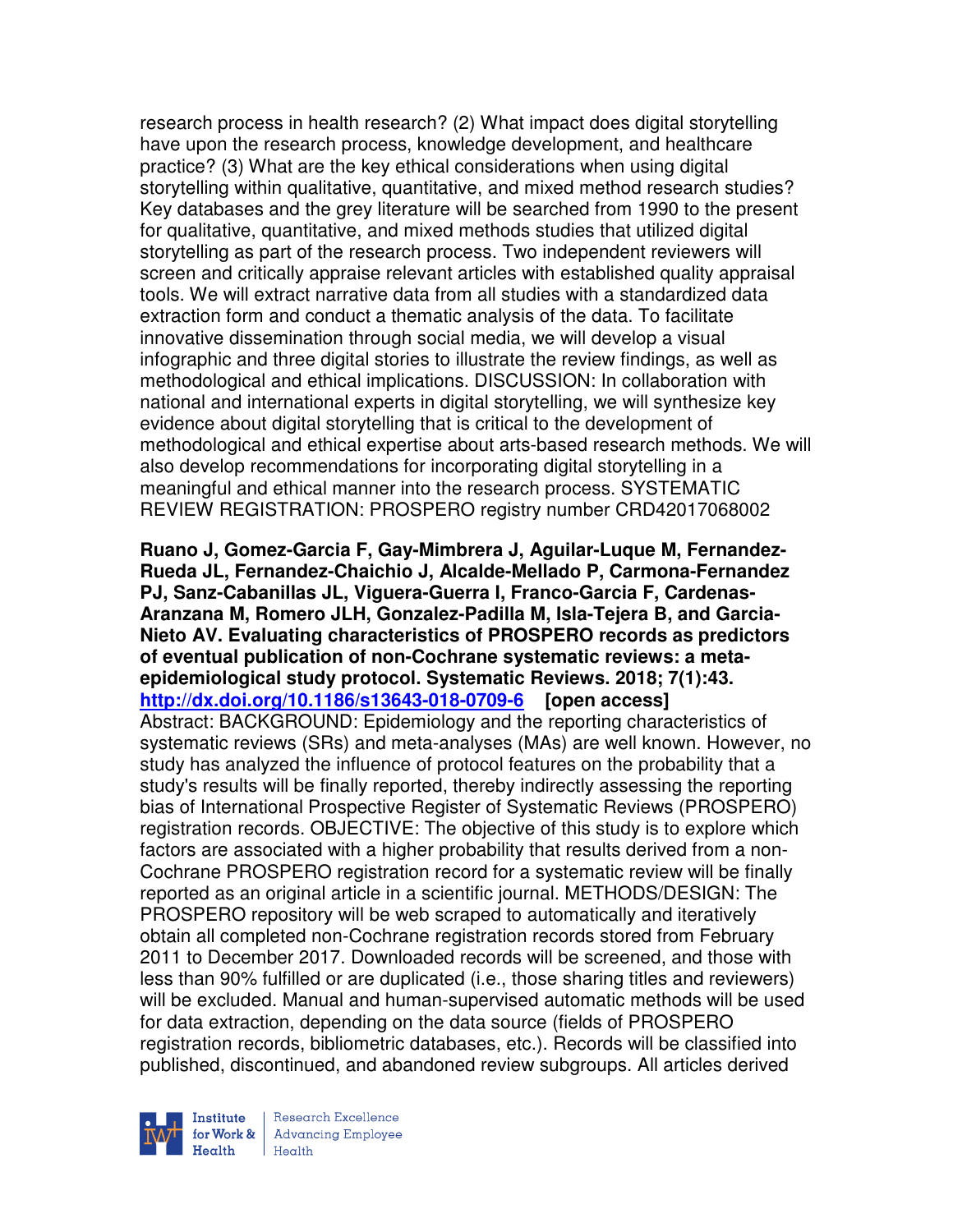research process in health research? (2) What impact does digital storytelling have upon the research process, knowledge development, and healthcare practice? (3) What are the key ethical considerations when using digital storytelling within qualitative, quantitative, and mixed method research studies? Key databases and the grey literature will be searched from 1990 to the present for qualitative, quantitative, and mixed methods studies that utilized digital storytelling as part of the research process. Two independent reviewers will screen and critically appraise relevant articles with established quality appraisal tools. We will extract narrative data from all studies with a standardized data extraction form and conduct a thematic analysis of the data. To facilitate innovative dissemination through social media, we will develop a visual infographic and three digital stories to illustrate the review findings, as well as methodological and ethical implications. DISCUSSION: In collaboration with national and international experts in digital storytelling, we will synthesize key evidence about digital storytelling that is critical to the development of methodological and ethical expertise about arts-based research methods. We will also develop recommendations for incorporating digital storytelling in a meaningful and ethical manner into the research process. SYSTEMATIC REVIEW REGISTRATION: PROSPERO registry number CRD42017068002

**Ruano J, Gomez-Garcia F, Gay-Mimbrera J, Aguilar-Luque M, Fernandez-Rueda JL, Fernandez-Chaichio J, Alcalde-Mellado P, Carmona-Fernandez PJ, Sanz-Cabanillas JL, Viguera-Guerra I, Franco-Garcia F, Cardenas-Aranzana M, Romero JLH, Gonzalez-Padilla M, Isla-Tejera B, and Garcia-Nieto AV. Evaluating characteristics of PROSPERO records as predictors of eventual publication of non-Cochrane systematic reviews: a meta-epidemiological study protocol. Systematic Reviews. 2018; 7(1):43. http://dx.doi.org/10.1186/s13643-018-0709-6 [open access]**

Abstract: BACKGROUND: Epidemiology and the reporting characteristics of systematic reviews (SRs) and meta-analyses (MAs) are well known. However, no study has analyzed the influence of protocol features on the probability that a study's results will be finally reported, thereby indirectly assessing the reporting bias of International Prospective Register of Systematic Reviews (PROSPERO) registration records. OBJECTIVE: The objective of this study is to explore which factors are associated with a higher probability that results derived from a non-Cochrane PROSPERO registration record for a systematic review will be finally reported as an original article in a scientific journal. METHODS/DESIGN: The PROSPERO repository will be web scraped to automatically and iteratively obtain all completed non-Cochrane registration records stored from February 2011 to December 2017. Downloaded records will be screened, and those with less than 90% fulfilled or are duplicated (i.e., those sharing titles and reviewers) will be excluded. Manual and human-supervised automatic methods will be used for data extraction, depending on the data source (fields of PROSPERO registration records, bibliometric databases, etc.). Records will be classified into published, discontinued, and abandoned review subgroups. All articles derived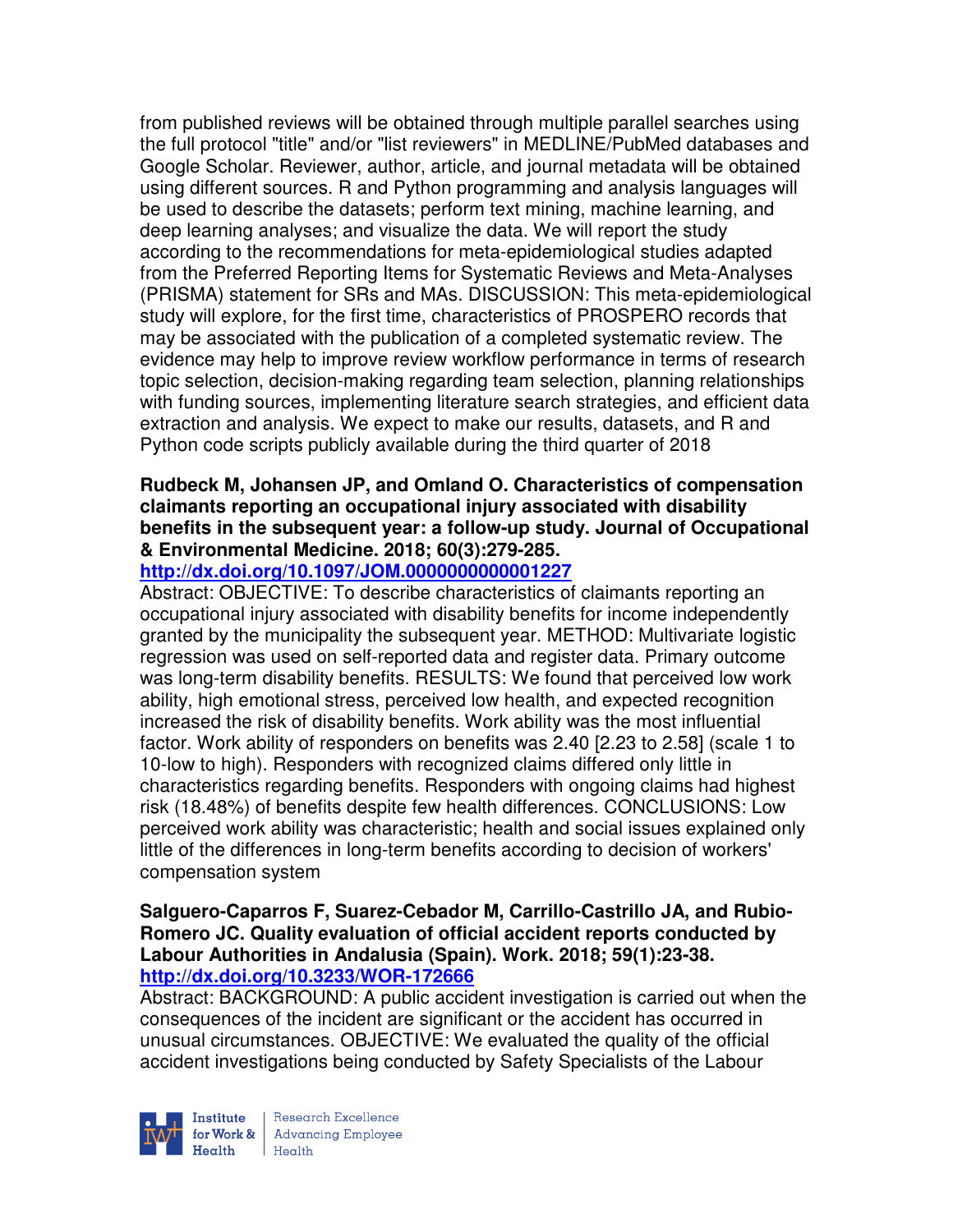from published reviews will be obtained through multiple parallel searches using the full protocol "title" and/or "list reviewers" in MEDLINE/PubMed databases and Google Scholar. Reviewer, author, article, and journal metadata will be obtained using different sources. R and Python programming and analysis languages will be used to describe the datasets; perform text mining, machine learning, and deep learning analyses; and visualize the data. We will report the study according to the recommendations for meta-epidemiological studies adapted from the Preferred Reporting Items for Systematic Reviews and Meta-Analyses (PRISMA) statement for SRs and MAs. DISCUSSION: This meta-epidemiological study will explore, for the first time, characteristics of PROSPERO records that may be associated with the publication of a completed systematic review. The evidence may help to improve review workflow performance in terms of research topic selection, decision-making regarding team selection, planning relationships with funding sources, implementing literature search strategies, and efficient data extraction and analysis. We expect to make our results, datasets, and R and Python code scripts publicly available during the third quarter of 2018

**Rudbeck M, Johansen JP, and Omland O. Characteristics of compensation claimants reporting an occupational injury associated with disability benefits in the subsequent year: a follow-up study. Journal of Occupational & Environmental Medicine. 2018; 60(3):279-285.**
**http://dx.doi.org/10.1097/JOM.0000000000001227**
Abstract: OBJECTIVE: To describe characteristics of claimants reporting an occupational injury associated with disability benefits for income independently granted by the municipality the subsequent year. METHOD: Multivariate logistic regression was used on self-reported data and register data. Primary outcome was long-term disability benefits. RESULTS: We found that perceived low work ability, high emotional stress, perceived low health, and expected recognition increased the risk of disability benefits. Work ability was the most influential factor. Work ability of responders on benefits was 2.40 [2.23 to 2.58] (scale 1 to 10-low to high). Responders with recognized claims differed only little in characteristics regarding benefits. Responders with ongoing claims had highest risk (18.48%) of benefits despite few health differences. CONCLUSIONS: Low perceived work ability was characteristic; health and social issues explained only little of the differences in long-term benefits according to decision of workers' compensation system

**Salguero-Caparros F, Suarez-Cebador M, Carrillo-Castrillo JA, and Rubio-Romero JC. Quality evaluation of official accident reports conducted by Labour Authorities in Andalusia (Spain). Work. 2018; 59(1):23-38.**
**http://dx.doi.org/10.3233/WOR-172666**
Abstract: BACKGROUND: A public accident investigation is carried out when the consequences of the incident are significant or the accident has occurred in unusual circumstances. OBJECTIVE: We evaluated the quality of the official accident investigations being conducted by Safety Specialists of the Labour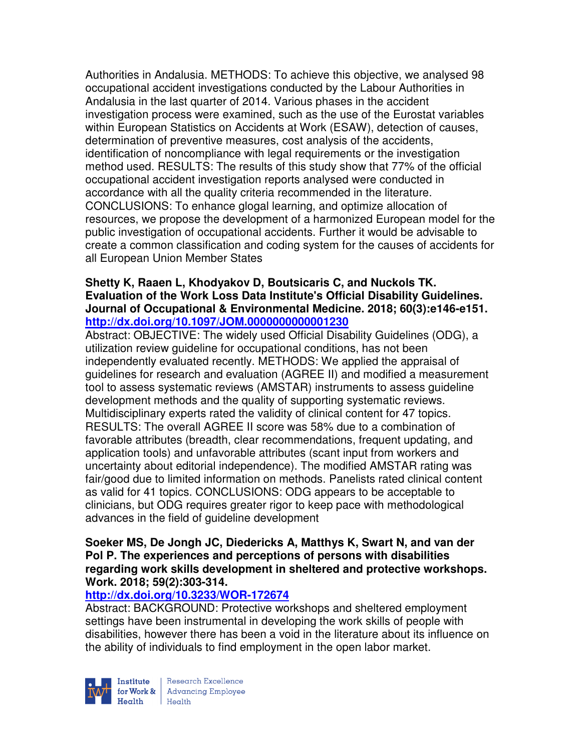Authorities in Andalusia. METHODS: To achieve this objective, we analysed 98 occupational accident investigations conducted by the Labour Authorities in Andalusia in the last quarter of 2014. Various phases in the accident investigation process were examined, such as the use of the Eurostat variables within European Statistics on Accidents at Work (ESAW), detection of causes, determination of preventive measures, cost analysis of the accidents, identification of noncompliance with legal requirements or the investigation method used. RESULTS: The results of this study show that 77% of the official occupational accident investigation reports analysed were conducted in accordance with all the quality criteria recommended in the literature. CONCLUSIONS: To enhance glogal learning, and optimize allocation of resources, we propose the development of a harmonized European model for the public investigation of occupational accidents. Further it would be advisable to create a common classification and coding system for the causes of accidents for all European Union Member States

**Shetty K, Raaen L, Khodyakov D, Boutsicaris C, and Nuckols TK. Evaluation of the Work Loss Data Institute's Official Disability Guidelines. Journal of Occupational & Environmental Medicine. 2018; 60(3):e146-e151.**
**http://dx.doi.org/10.1097/JOM.0000000000001230**
Abstract: OBJECTIVE: The widely used Official Disability Guidelines (ODG), a utilization review guideline for occupational conditions, has not been independently evaluated recently. METHODS: We applied the appraisal of guidelines for research and evaluation (AGREE II) and modified a measurement tool to assess systematic reviews (AMSTAR) instruments to assess guideline development methods and the quality of supporting systematic reviews. Multidisciplinary experts rated the validity of clinical content for 47 topics. RESULTS: The overall AGREE II score was 58% due to a combination of favorable attributes (breadth, clear recommendations, frequent updating, and application tools) and unfavorable attributes (scant input from workers and uncertainty about editorial independence). The modified AMSTAR rating was fair/good due to limited information on methods. Panelists rated clinical content as valid for 41 topics. CONCLUSIONS: ODG appears to be acceptable to clinicians, but ODG requires greater rigor to keep pace with methodological advances in the field of guideline development

**Soeker MS, De Jongh JC, Diedericks A, Matthys K, Swart N, and van der Pol P. The experiences and perceptions of persons with disabilities regarding work skills development in sheltered and protective workshops. Work. 2018; 59(2):303-314.**
**http://dx.doi.org/10.3233/WOR-172674**
Abstract: BACKGROUND: Protective workshops and sheltered employment settings have been instrumental in developing the work skills of people with disabilities, however there has been a void in the literature about its influence on the ability of individuals to find employment in the open labor market.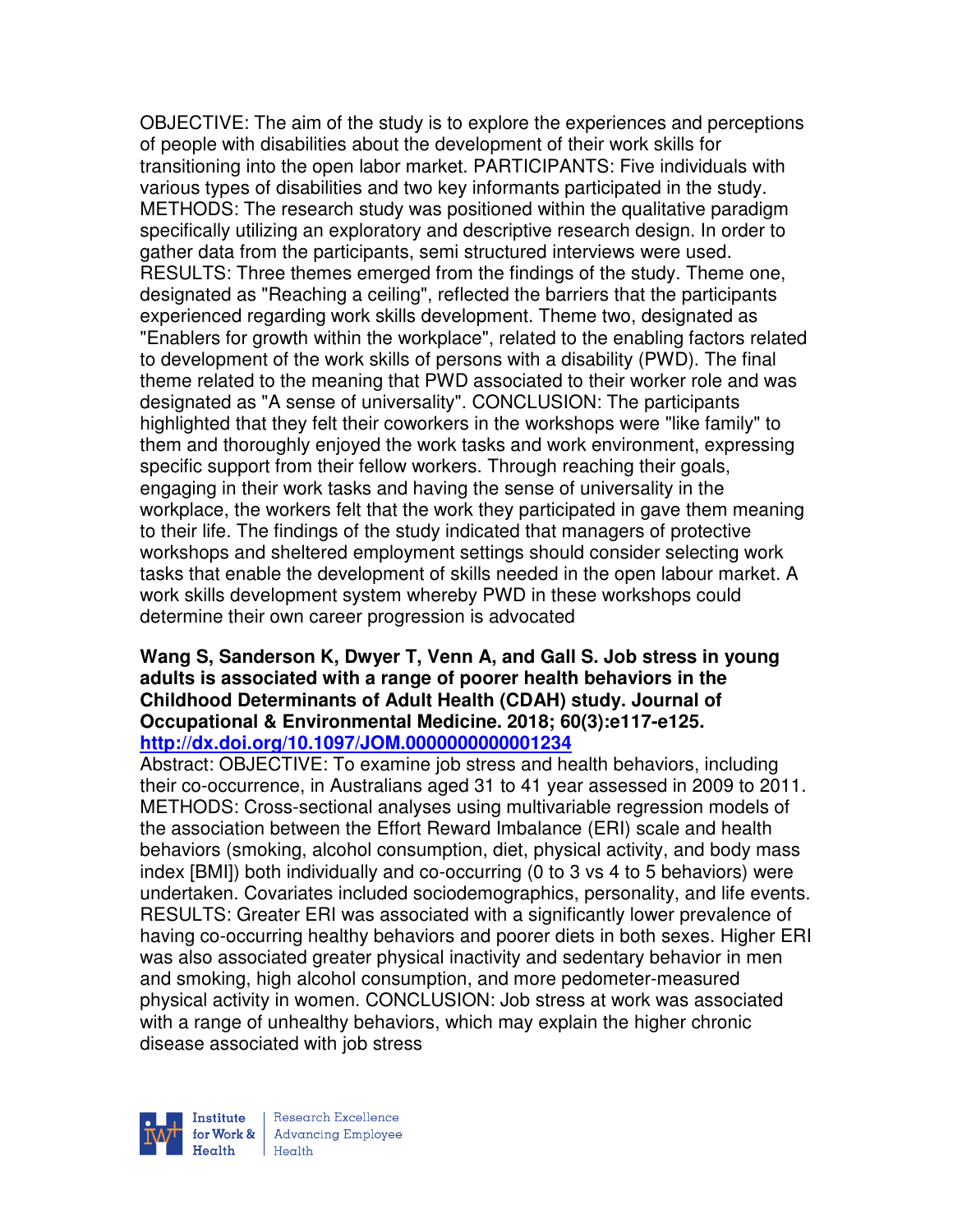OBJECTIVE: The aim of the study is to explore the experiences and perceptions of people with disabilities about the development of their work skills for transitioning into the open labor market. PARTICIPANTS: Five individuals with various types of disabilities and two key informants participated in the study. METHODS: The research study was positioned within the qualitative paradigm specifically utilizing an exploratory and descriptive research design. In order to gather data from the participants, semi structured interviews were used. RESULTS: Three themes emerged from the findings of the study. Theme one, designated as "Reaching a ceiling", reflected the barriers that the participants experienced regarding work skills development. Theme two, designated as "Enablers for growth within the workplace", related to the enabling factors related to development of the work skills of persons with a disability (PWD). The final theme related to the meaning that PWD associated to their worker role and was designated as "A sense of universality". CONCLUSION: The participants highlighted that they felt their coworkers in the workshops were "like family" to them and thoroughly enjoyed the work tasks and work environment, expressing specific support from their fellow workers. Through reaching their goals, engaging in their work tasks and having the sense of universality in the workplace, the workers felt that the work they participated in gave them meaning to their life. The findings of the study indicated that managers of protective workshops and sheltered employment settings should consider selecting work tasks that enable the development of skills needed in the open labour market. A work skills development system whereby PWD in these workshops could determine their own career progression is advocated

**Wang S, Sanderson K, Dwyer T, Venn A, and Gall S. Job stress in young adults is associated with a range of poorer health behaviors in the Childhood Determinants of Adult Health (CDAH) study. Journal of Occupational & Environmental Medicine. 2018; 60(3):e117-e125. http://dx.doi.org/10.1097/JOM.0000000000001234**

Abstract: OBJECTIVE: To examine job stress and health behaviors, including their co-occurrence, in Australians aged 31 to 41 year assessed in 2009 to 2011. METHODS: Cross-sectional analyses using multivariable regression models of the association between the Effort Reward Imbalance (ERI) scale and health behaviors (smoking, alcohol consumption, diet, physical activity, and body mass index [BMI]) both individually and co-occurring (0 to 3 vs 4 to 5 behaviors) were undertaken. Covariates included sociodemographics, personality, and life events. RESULTS: Greater ERI was associated with a significantly lower prevalence of having co-occurring healthy behaviors and poorer diets in both sexes. Higher ERI was also associated greater physical inactivity and sedentary behavior in men and smoking, high alcohol consumption, and more pedometer-measured physical activity in women. CONCLUSION: Job stress at work was associated with a range of unhealthy behaviors, which may explain the higher chronic disease associated with job stress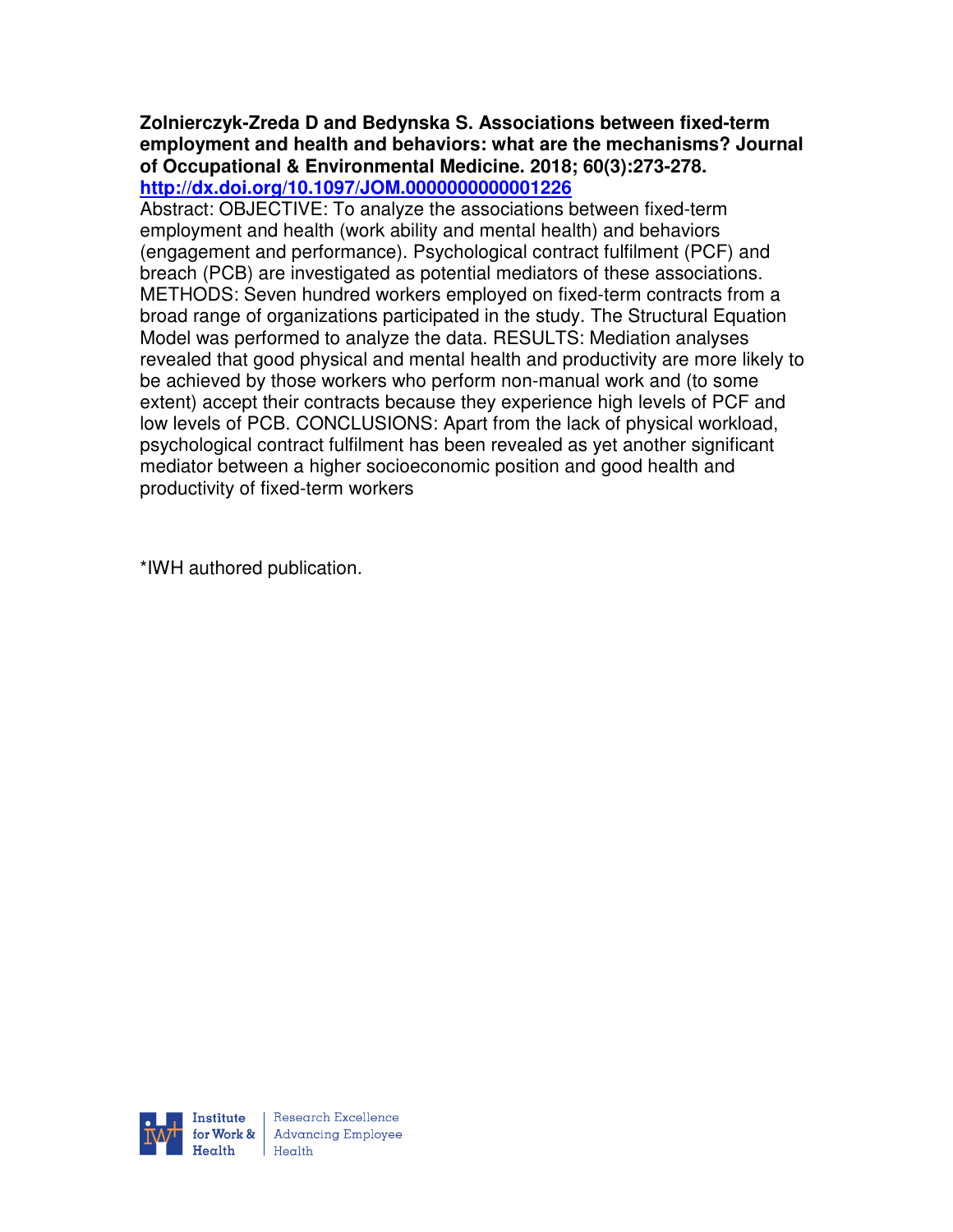**Zolnierczyk-Zreda D and Bedynska S. Associations between fixed-term employment and health and behaviors: what are the mechanisms? Journal of Occupational & Environmental Medicine. 2018; 60(3):273-278. http://dx.doi.org/10.1097/JOM.0000000000001226**

Abstract: OBJECTIVE: To analyze the associations between fixed-term employment and health (work ability and mental health) and behaviors (engagement and performance). Psychological contract fulfilment (PCF) and breach (PCB) are investigated as potential mediators of these associations. METHODS: Seven hundred workers employed on fixed-term contracts from a broad range of organizations participated in the study. The Structural Equation Model was performed to analyze the data. RESULTS: Mediation analyses revealed that good physical and mental health and productivity are more likely to be achieved by those workers who perform non-manual work and (to some extent) accept their contracts because they experience high levels of PCF and low levels of PCB. CONCLUSIONS: Apart from the lack of physical workload, psychological contract fulfilment has been revealed as yet another significant mediator between a higher socioeconomic position and good health and productivity of fixed-term workers

*IWH authored publication.